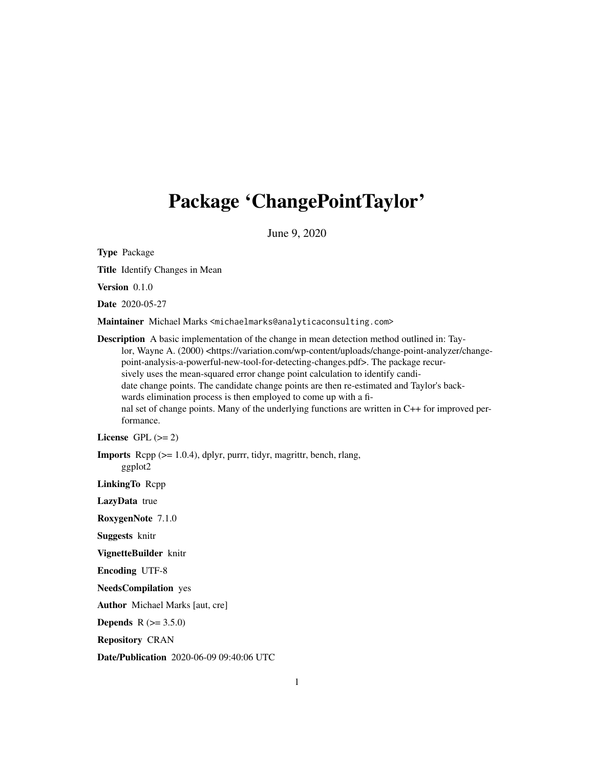# Package 'ChangePointTaylor'

June 9, 2020

**Type** Package

**Title** Identify Changes in Mean

**Version** 0.1.0

**Date** 2020-05-27

**Maintainer** Michael Marks <michaelmarks@analyticaconsulting.com>

**Description** A basic implementation of the change in mean detection method outlined in: Taylor, Wayne A. (2000) <https://variation.com/wp-content/uploads/change-point-analyzer/change-point-analysis-a-powerful-new-tool-for-detecting-changes.pdf>. The package recursively uses the mean-squared error change point calculation to identify candidate change points. The candidate change points are then re-estimated and Taylor's backwards elimination process is then employed to come up with a final set of change points. Many of the underlying functions are written in C++ for improved performance.

**License** GPL (>= 2)

**Imports** Rcpp (>= 1.0.4), dplyr, purrr, tidyr, magrittr, bench, rlang, ggplot2

**LinkingTo** Rcpp

**LazyData** true

**RoxygenNote** 7.1.0

**Suggests** knitr

**VignetteBuilder** knitr

**Encoding** UTF-8

**NeedsCompilation** yes

**Author** Michael Marks [aut, cre]

**Depends** R (>= 3.5.0)

**Repository** CRAN

**Date/Publication** 2020-06-09 09:40:06 UTC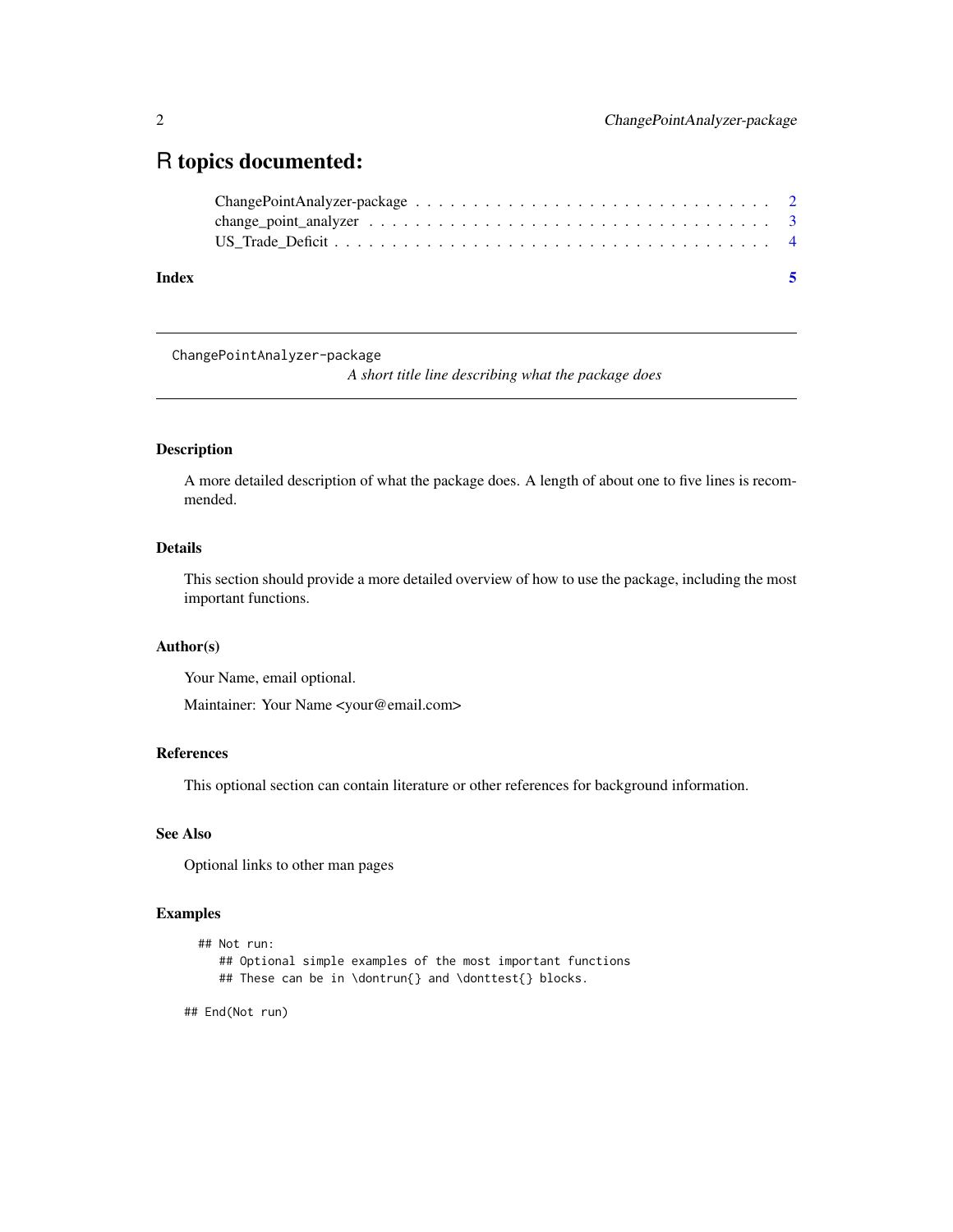# R topics documented:

ChangePointAnalyzer-package . . . . . . . . . . . . . . . . . . . . . . . . . . . . . . 2
change_point_analyzer . . . . . . . . . . . . . . . . . . . . . . . . . . . . . . . . . 3
US_Trade_Deficit . . . . . . . . . . . . . . . . . . . . . . . . . . . . . . . . . . . . 4

**Index** **5**

---

## ChangePointAnalyzer-package

*A short title line describing what the package does*

---

### Description

A more detailed description of what the package does. A length of about one to five lines is recommended.

### Details

This section should provide a more detailed overview of how to use the package, including the most important functions.

### Author(s)

Your Name, email optional.

Maintainer: Your Name <your@email.com>

### References

This optional section can contain literature or other references for background information.

### See Also

Optional links to other man pages

### Examples

```
  ## Not run:
     ## Optional simple examples of the most important functions
     ## These can be in \dontrun{} and \donttest{} blocks.

## End(Not run)
```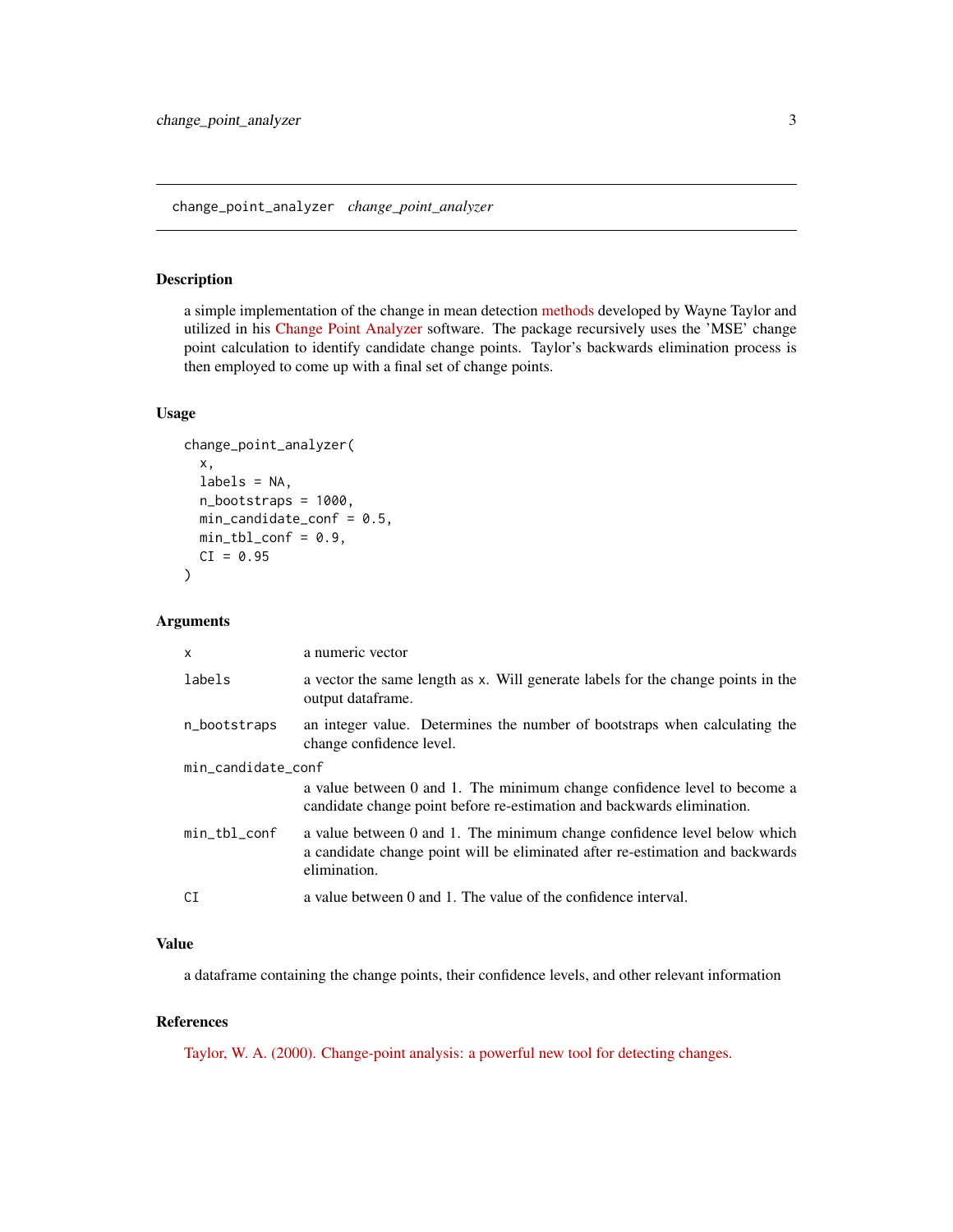## change_point_analyzer *change_point_analyzer*

### Description

a simple implementation of the change in mean detection methods developed by Wayne Taylor and utilized in his Change Point Analyzer software. The package recursively uses the 'MSE' change point calculation to identify candidate change points. Taylor's backwards elimination process is then employed to come up with a final set of change points.

### Usage

```
change_point_analyzer(
  x,
  labels = NA,
  n_bootstraps = 1000,
  min_candidate_conf = 0.5,
  min_tbl_conf = 0.9,
  CI = 0.95
)
```

### Arguments

| | |
|---|---|
| x | a numeric vector |
| labels | a vector the same length as x. Will generate labels for the change points in the output dataframe. |
| n_bootstraps | an integer value. Determines the number of bootstraps when calculating the change confidence level. |
| min_candidate_conf | a value between 0 and 1. The minimum change confidence level to become a candidate change point before re-estimation and backwards elimination. |
| min_tbl_conf | a value between 0 and 1. The minimum change confidence level below which a candidate change point will be eliminated after re-estimation and backwards elimination. |
| CI | a value between 0 and 1. The value of the confidence interval. |

### Value

a dataframe containing the change points, their confidence levels, and other relevant information

### References

Taylor, W. A. (2000). Change-point analysis: a powerful new tool for detecting changes.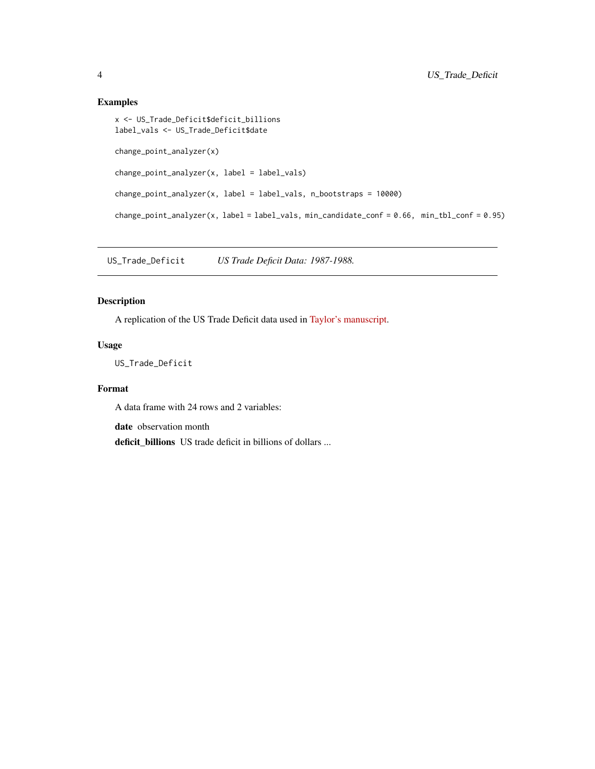### Examples

```
x <- US_Trade_Deficit$deficit_billions
label_vals <- US_Trade_Deficit$date

change_point_analyzer(x)

change_point_analyzer(x, label = label_vals)

change_point_analyzer(x, label = label_vals, n_bootstraps = 10000)

change_point_analyzer(x, label = label_vals, min_candidate_conf = 0.66,  min_tbl_conf = 0.95)
```

---

## US_Trade_Deficit *US Trade Deficit Data: 1987-1988.*

---

### Description

A replication of the US Trade Deficit data used in Taylor's manuscript.

### Usage

```
US_Trade_Deficit
```

### Format

A data frame with 24 rows and 2 variables:

**date** observation month

**deficit_billions** US trade deficit in billions of dollars ...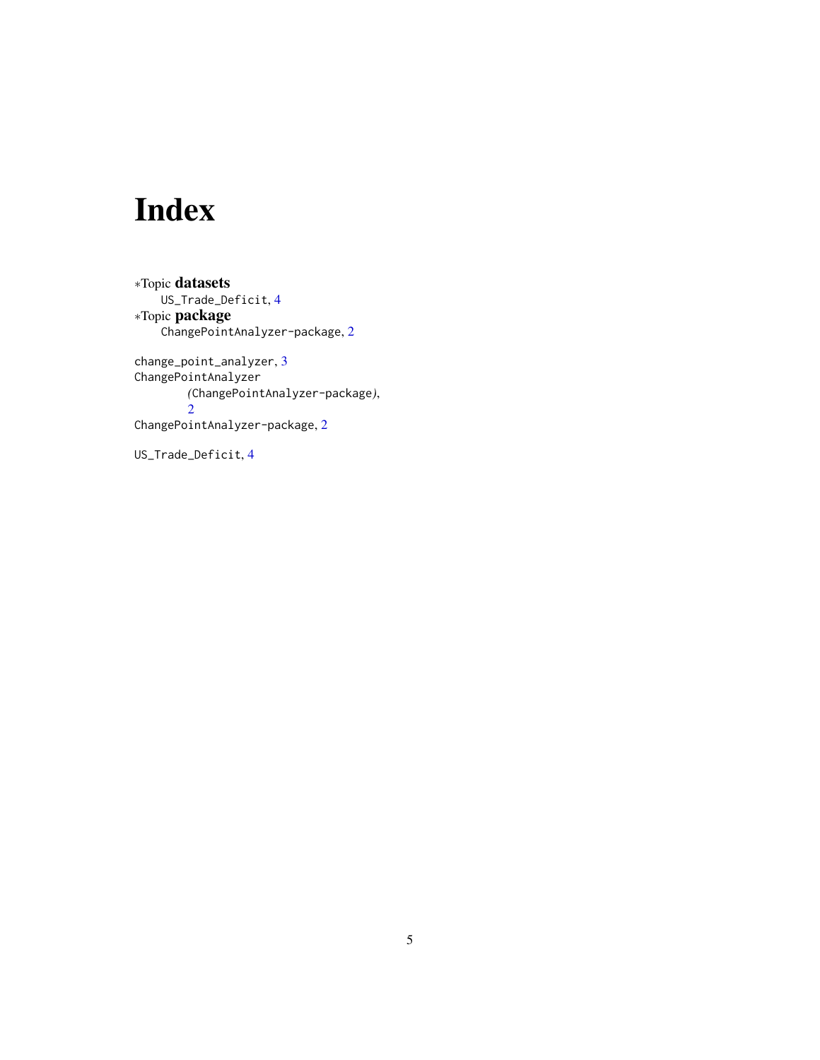# Index

∗Topic **datasets**
    US_Trade_Deficit, 4
∗Topic **package**
    ChangePointAnalyzer-package, 2

change_point_analyzer, 3
ChangePointAnalyzer
        *(*ChangePointAnalyzer-package*)*,
        2
ChangePointAnalyzer-package, 2

US_Trade_Deficit, 4